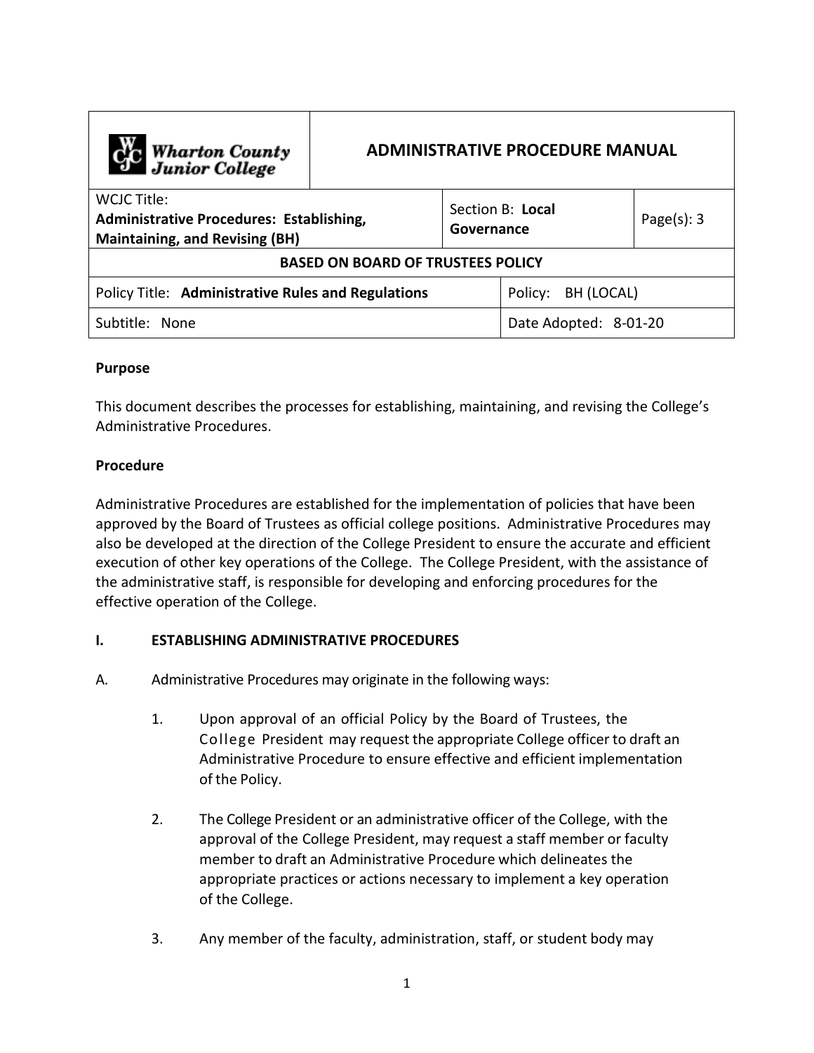| Wharton County Junior College | ADMINISTRATIVE PROCEDURE MANUAL | | |
|---|---|---|---|
| WCJC Title: **Administrative Procedures: Establishing, Maintaining, and Revising (BH)** | Section B: **Local Governance** | | Page(s): 3 |
| **BASED ON BOARD OF TRUSTEES POLICY** | | | |
| Policy Title: **Administrative Rules and Regulations** | | Policy: BH (LOCAL) | |
| Subtitle: None | | Date Adopted: 8-01-20 | |

**Purpose**

This document describes the processes for establishing, maintaining, and revising the College's Administrative Procedures.

**Procedure**

Administrative Procedures are established for the implementation of policies that have been approved by the Board of Trustees as official college positions. Administrative Procedures may also be developed at the direction of the College President to ensure the accurate and efficient execution of other key operations of the College. The College President, with the assistance of the administrative staff, is responsible for developing and enforcing procedures for the effective operation of the College.

**I. ESTABLISHING ADMINISTRATIVE PROCEDURES**

A. Administrative Procedures may originate in the following ways:

1. Upon approval of an official Policy by the Board of Trustees, the College President may request the appropriate College officer to draft an Administrative Procedure to ensure effective and efficient implementation of the Policy.

2. The College President or an administrative officer of the College, with the approval of the College President, may request a staff member or faculty member to draft an Administrative Procedure which delineates the appropriate practices or actions necessary to implement a key operation of the College.

3. Any member of the faculty, administration, staff, or student body may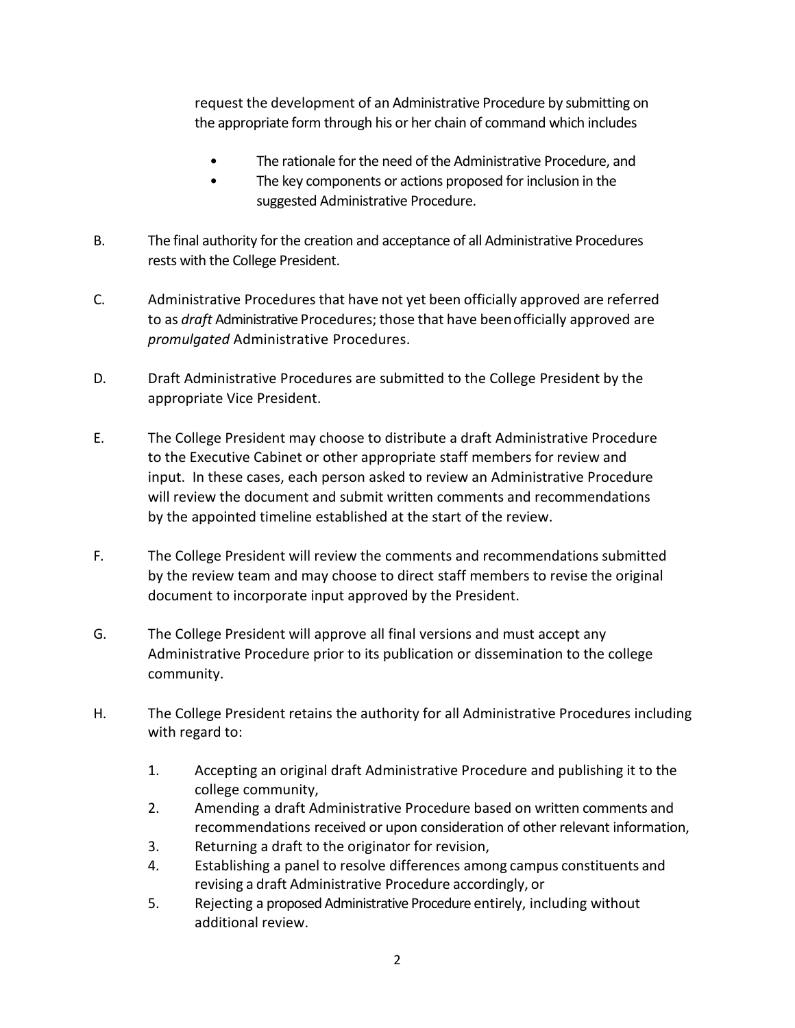request the development of an Administrative Procedure by submitting on the appropriate form through his or her chain of command which includes

- The rationale for the need of the Administrative Procedure, and
- The key components or actions proposed for inclusion in the suggested Administrative Procedure.

B. The final authority for the creation and acceptance of all Administrative Procedures rests with the College President.

C. Administrative Procedures that have not yet been officially approved are referred to as *draft* Administrative Procedures; those that have been officially approved are *promulgated* Administrative Procedures.

D. Draft Administrative Procedures are submitted to the College President by the appropriate Vice President.

E. The College President may choose to distribute a draft Administrative Procedure to the Executive Cabinet or other appropriate staff members for review and input. In these cases, each person asked to review an Administrative Procedure will review the document and submit written comments and recommendations by the appointed timeline established at the start of the review.

F. The College President will review the comments and recommendations submitted by the review team and may choose to direct staff members to revise the original document to incorporate input approved by the President.

G. The College President will approve all final versions and must accept any Administrative Procedure prior to its publication or dissemination to the college community.

H. The College President retains the authority for all Administrative Procedures including with regard to:

1. Accepting an original draft Administrative Procedure and publishing it to the college community,
2. Amending a draft Administrative Procedure based on written comments and recommendations received or upon consideration of other relevant information,
3. Returning a draft to the originator for revision,
4. Establishing a panel to resolve differences among campus constituents and revising a draft Administrative Procedure accordingly, or
5. Rejecting a proposed Administrative Procedure entirely, including without additional review.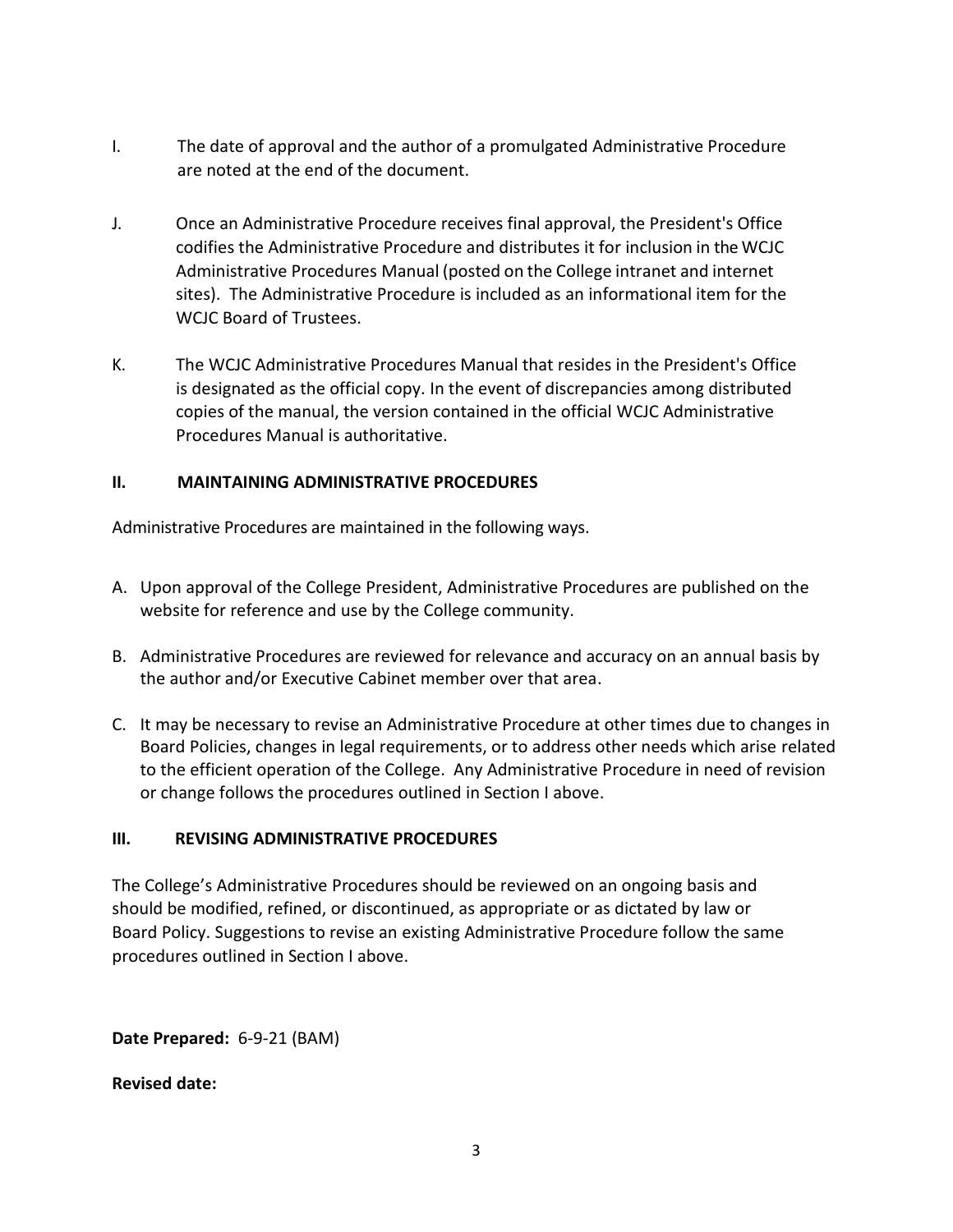I. The date of approval and the author of a promulgated Administrative Procedure are noted at the end of the document.

J. Once an Administrative Procedure receives final approval, the President's Office codifies the Administrative Procedure and distributes it for inclusion in the WCJC Administrative Procedures Manual (posted on the College intranet and internet sites). The Administrative Procedure is included as an informational item for the WCJC Board of Trustees.

K. The WCJC Administrative Procedures Manual that resides in the President's Office is designated as the official copy. In the event of discrepancies among distributed copies of the manual, the version contained in the official WCJC Administrative Procedures Manual is authoritative.

## II. MAINTAINING ADMINISTRATIVE PROCEDURES

Administrative Procedures are maintained in the following ways.

A. Upon approval of the College President, Administrative Procedures are published on the website for reference and use by the College community.

B. Administrative Procedures are reviewed for relevance and accuracy on an annual basis by the author and/or Executive Cabinet member over that area.

C. It may be necessary to revise an Administrative Procedure at other times due to changes in Board Policies, changes in legal requirements, or to address other needs which arise related to the efficient operation of the College. Any Administrative Procedure in need of revision or change follows the procedures outlined in Section I above.

## III. REVISING ADMINISTRATIVE PROCEDURES

The College's Administrative Procedures should be reviewed on an ongoing basis and should be modified, refined, or discontinued, as appropriate or as dictated by law or Board Policy. Suggestions to revise an existing Administrative Procedure follow the same procedures outlined in Section I above.

**Date Prepared:** 6-9-21 (BAM)

**Revised date:**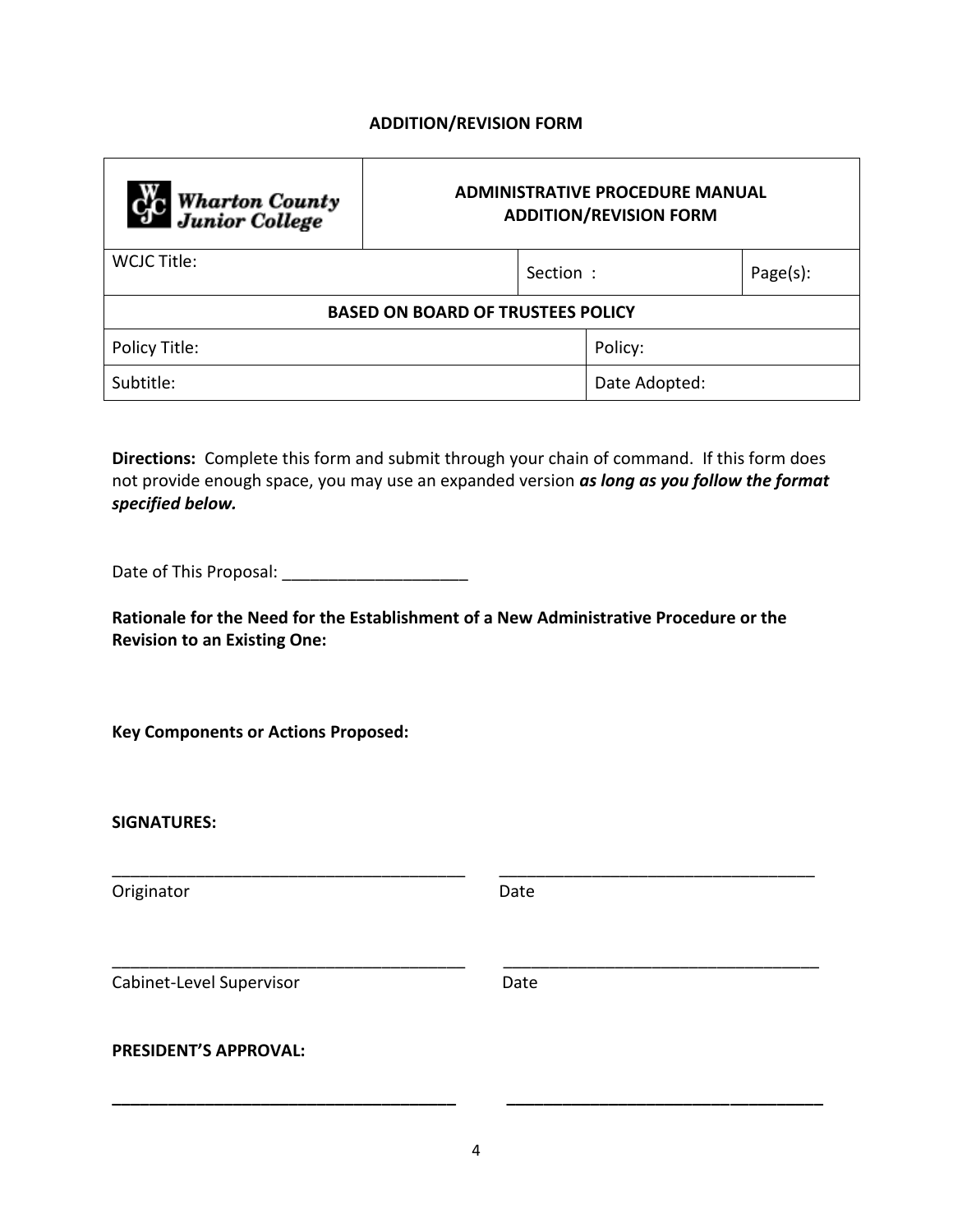**ADDITION/REVISION FORM**

| | | | |
|---|---|---|---|
| Wharton County Junior College | **ADMINISTRATIVE PROCEDURE MANUAL ADDITION/REVISION FORM** | | |
| WCJC Title: | Section : | | Page(s): |
| **BASED ON BOARD OF TRUSTEES POLICY** | | | |
| Policy Title: | | Policy: | |
| Subtitle: | | Date Adopted: | |

**Directions:** Complete this form and submit through your chain of command. If this form does not provide enough space, you may use an expanded version ***as long as you follow the format specified below.***

Date of This Proposal: ____________________

**Rationale for the Need for the Establishment of a New Administrative Procedure or the Revision to an Existing One:**

**Key Components or Actions Proposed:**

**SIGNATURES:**

________________________________________ ____________________________________
Originator Date

________________________________________ ____________________________________
Cabinet-Level Supervisor Date

**PRESIDENT'S APPROVAL:**

________________________________________ ____________________________________